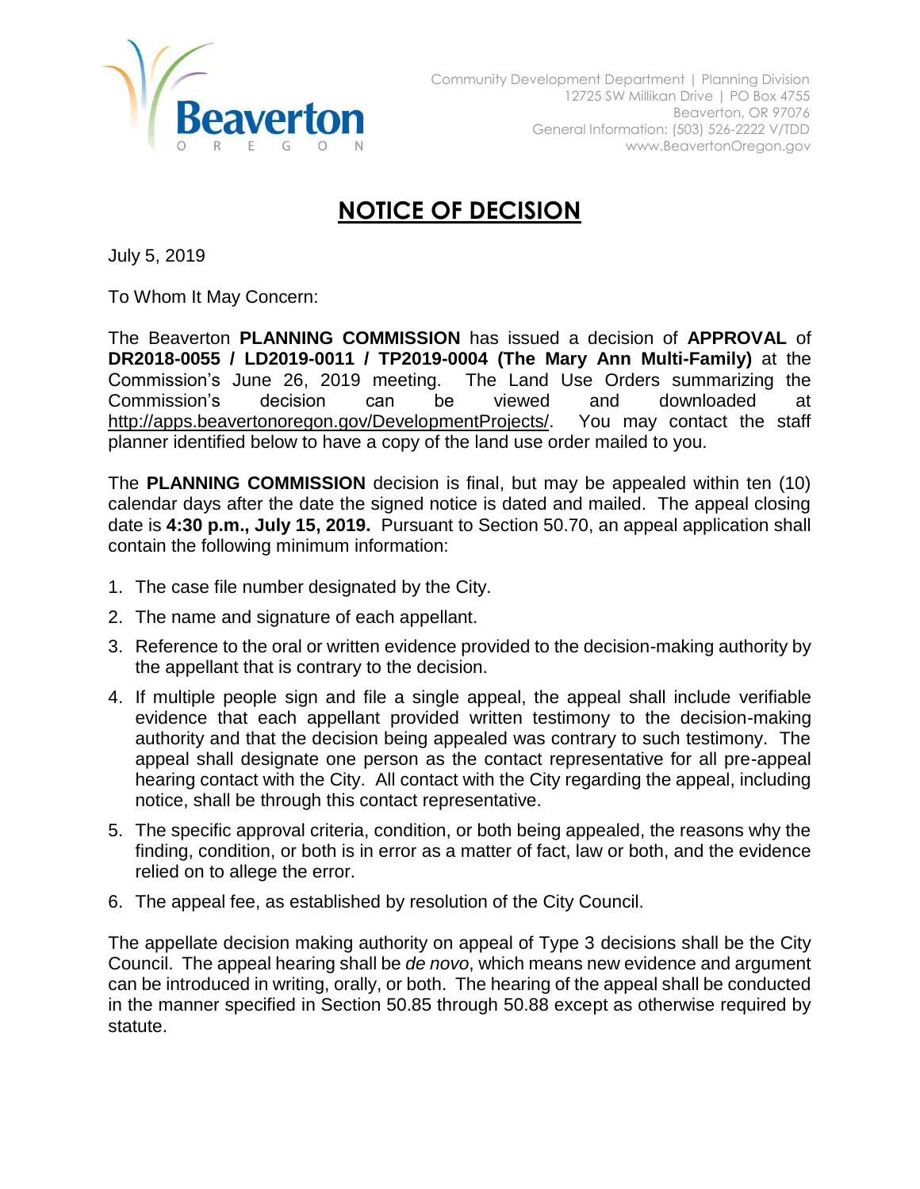Beaverton
OREGON

Community Development Department | Planning Division
12725 SW Millikan Drive | PO Box 4755
Beaverton, OR 97076
General Information: (503) 526-2222 V/TDD
www.BeavertonOregon.gov

# NOTICE OF DECISION

July 5, 2019

To Whom It May Concern:

The Beaverton **PLANNING COMMISSION** has issued a decision of **APPROVAL** of **DR2018-0055 / LD2019-0011 / TP2019-0004 (The Mary Ann Multi-Family)** at the Commission's June 26, 2019 meeting. The Land Use Orders summarizing the Commission's decision can be viewed and downloaded at http://apps.beavertonoregon.gov/DevelopmentProjects/. You may contact the staff planner identified below to have a copy of the land use order mailed to you.

The **PLANNING COMMISSION** decision is final, but may be appealed within ten (10) calendar days after the date the signed notice is dated and mailed. The appeal closing date is **4:30 p.m., July 15, 2019.** Pursuant to Section 50.70, an appeal application shall contain the following minimum information:

1. The case file number designated by the City.
2. The name and signature of each appellant.
3. Reference to the oral or written evidence provided to the decision-making authority by the appellant that is contrary to the decision.
4. If multiple people sign and file a single appeal, the appeal shall include verifiable evidence that each appellant provided written testimony to the decision-making authority and that the decision being appealed was contrary to such testimony. The appeal shall designate one person as the contact representative for all pre-appeal hearing contact with the City. All contact with the City regarding the appeal, including notice, shall be through this contact representative.
5. The specific approval criteria, condition, or both being appealed, the reasons why the finding, condition, or both is in error as a matter of fact, law or both, and the evidence relied on to allege the error.
6. The appeal fee, as established by resolution of the City Council.

The appellate decision making authority on appeal of Type 3 decisions shall be the City Council. The appeal hearing shall be *de novo*, which means new evidence and argument can be introduced in writing, orally, or both. The hearing of the appeal shall be conducted in the manner specified in Section 50.85 through 50.88 except as otherwise required by statute.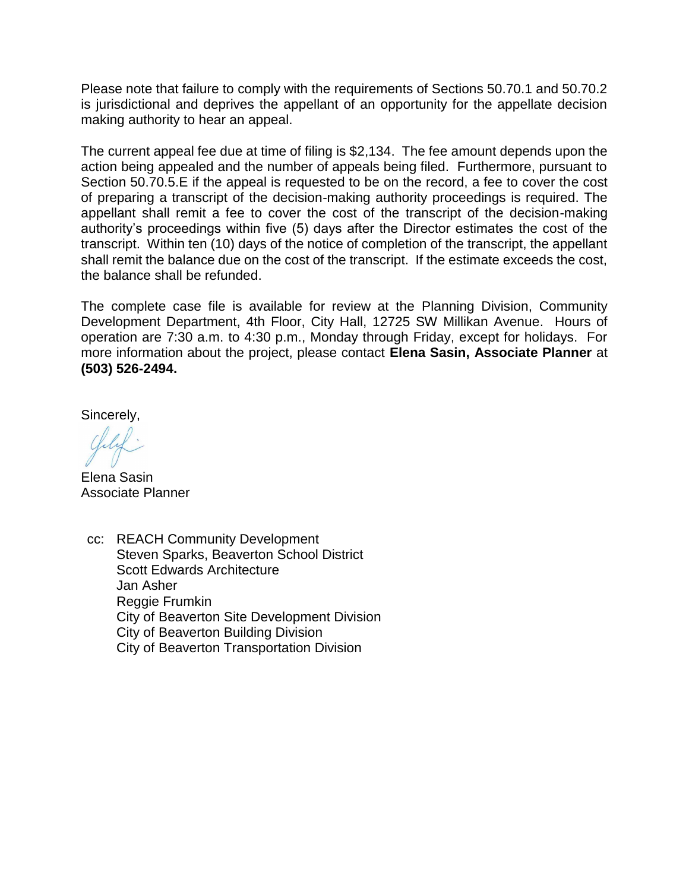Please note that failure to comply with the requirements of Sections 50.70.1 and 50.70.2 is jurisdictional and deprives the appellant of an opportunity for the appellate decision making authority to hear an appeal.

The current appeal fee due at time of filing is $2,134. The fee amount depends upon the action being appealed and the number of appeals being filed. Furthermore, pursuant to Section 50.70.5.E if the appeal is requested to be on the record, a fee to cover the cost of preparing a transcript of the decision-making authority proceedings is required. The appellant shall remit a fee to cover the cost of the transcript of the decision-making authority's proceedings within five (5) days after the Director estimates the cost of the transcript. Within ten (10) days of the notice of completion of the transcript, the appellant shall remit the balance due on the cost of the transcript. If the estimate exceeds the cost, the balance shall be refunded.

The complete case file is available for review at the Planning Division, Community Development Department, 4th Floor, City Hall, 12725 SW Millikan Avenue. Hours of operation are 7:30 a.m. to 4:30 p.m., Monday through Friday, except for holidays. For more information about the project, please contact **Elena Sasin, Associate Planner** at **(503) 526-2494.**

Sincerely,

Elena Sasin
Associate Planner

cc: REACH Community Development
Steven Sparks, Beaverton School District
Scott Edwards Architecture
Jan Asher
Reggie Frumkin
City of Beaverton Site Development Division
City of Beaverton Building Division
City of Beaverton Transportation Division